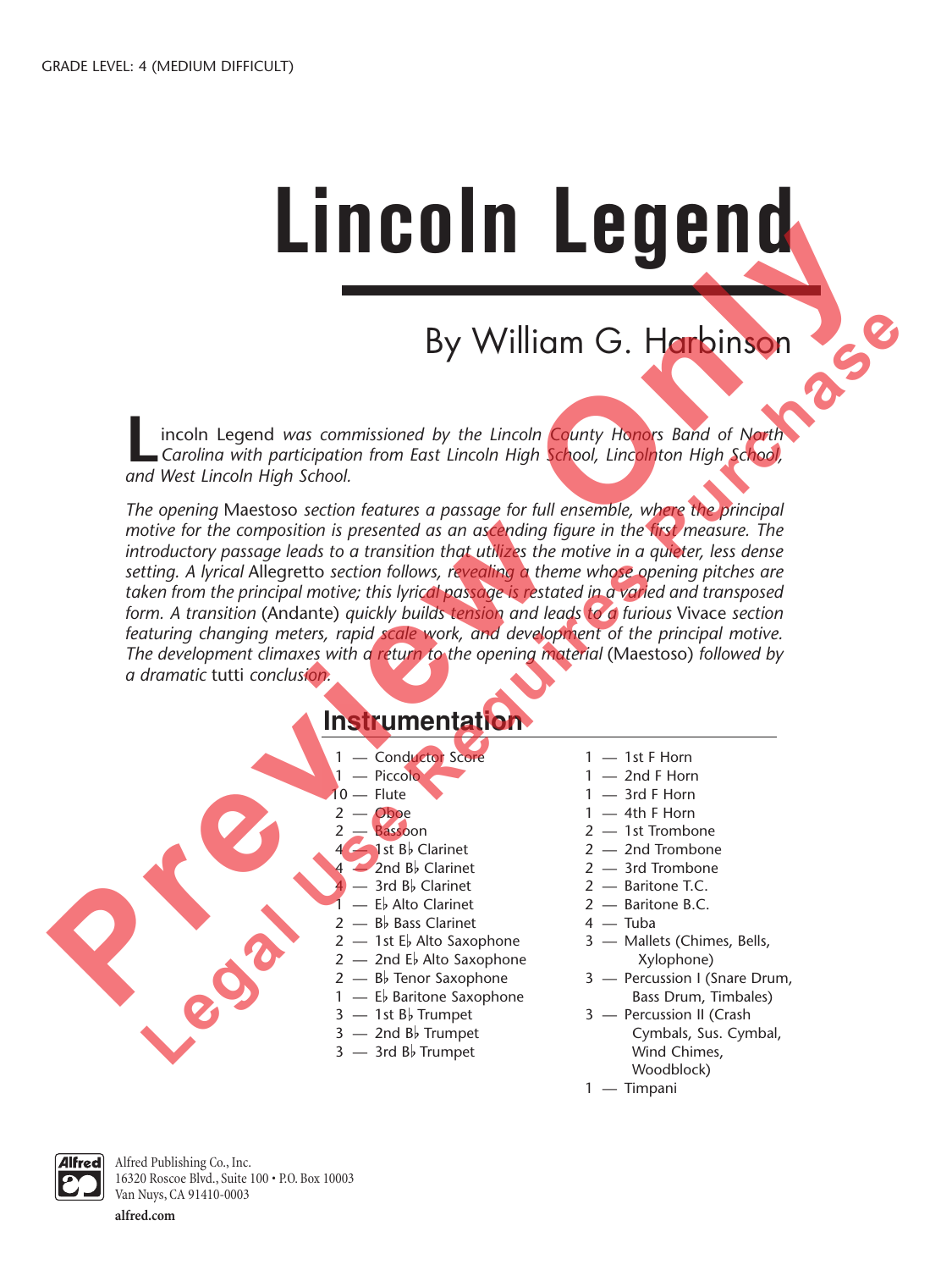GRADE LEVEL: 4 (MEDIUM DIFFICULT)

# Lincoln Legend

## By William G. Harbinson

Lincoln Legend *was commissioned by the Lincoln County Honors Band of North Carolina with participation from East Lincoln High School, Lincolnton High School, and West Lincoln High School.*

*The opening* Maestoso *section features a passage for full ensemble, where the principal motive for the composition is presented as an ascending figure in the first measure. The introductory passage leads to a transition that utilizes the motive in a quieter, less dense setting. A lyrical* Allegretto *section follows, revealing a theme whose opening pitches are taken from the principal motive; this lyrical passage is restated in a varied and transposed form. A transition* (Andante) *quickly builds tension and leads to a furious* Vivace *section featuring changing meters, rapid scale work, and development of the principal motive. The development climaxes with a return to the opening material* (Maestoso) *followed by a dramatic* tutti *conclusion.*

## Instrumentation

1 — Conductor Score
1 — Piccolo
10 — Flute
2 — Oboe
2 — Bassoon
4 — 1st B♭ Clarinet
4 — 2nd B♭ Clarinet
4 — 3rd B♭ Clarinet
1 — E♭ Alto Clarinet
2 — B♭ Bass Clarinet
2 — 1st E♭ Alto Saxophone
2 — 2nd E♭ Alto Saxophone
2 — B♭ Tenor Saxophone
1 — E♭ Baritone Saxophone
3 — 1st B♭ Trumpet
3 — 2nd B♭ Trumpet
3 — 3rd B♭ Trumpet
1 — 1st F Horn
1 — 2nd F Horn
1 — 3rd F Horn
1 — 4th F Horn
2 — 1st Trombone
2 — 2nd Trombone
2 — 3rd Trombone
2 — Baritone T.C.
2 — Baritone B.C.
4 — Tuba
3 — Mallets (Chimes, Bells, Xylophone)
3 — Percussion I (Snare Drum, Bass Drum, Timbales)
3 — Percussion II (Crash Cymbals, Sus. Cymbal, Wind Chimes, Woodblock)
1 — Timpani

Preview Only
Legal Use Requires Purchase

Alfred Publishing Co., Inc.
16320 Roscoe Blvd., Suite 100 • P.O. Box 10003
Van Nuys, CA 91410-0003

**alfred.com**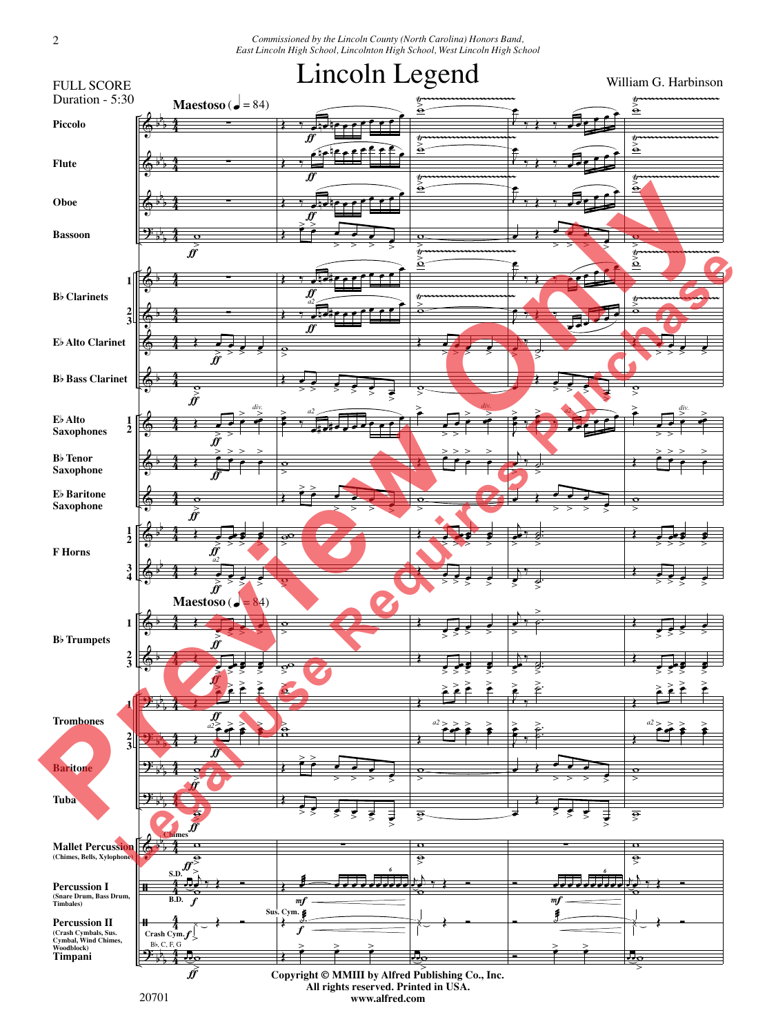*Commissioned by the Lincoln County (North Carolina) Honors Band, East Lincoln High School, Lincolnton High School, West Lincoln High School*

# Lincoln Legend

William G. Harbinson

FULL SCORE
Duration - 5:30

**Maestoso** (♩ = 84)

Piccolo

Flute

Oboe

Bassoon

B♭ Clarinets 1, 2, 3

E♭ Alto Clarinet

B♭ Bass Clarinet

E♭ Alto Saxophones 1, 2

B♭ Tenor Saxophone

E♭ Baritone Saxophone

F Horns 1, 2, 3, 4

B♭ Trumpets 1, 2, 3

Trombones 1, 2, 3

Baritone

Tuba

Mallet Percussion (Chimes, Bells, Xylophone)

Percussion I (Snare Drum, Bass Drum, Timbales)

Percussion II (Crash Cymbals, Sus. Cymbal, Wind Chimes, Woodblock)

Timpani

Copyright © MMIII by Alfred Publishing Co., Inc.
All rights reserved. Printed in USA.
www.alfred.com

20701

Preview Only
Legal Use Requires Purchase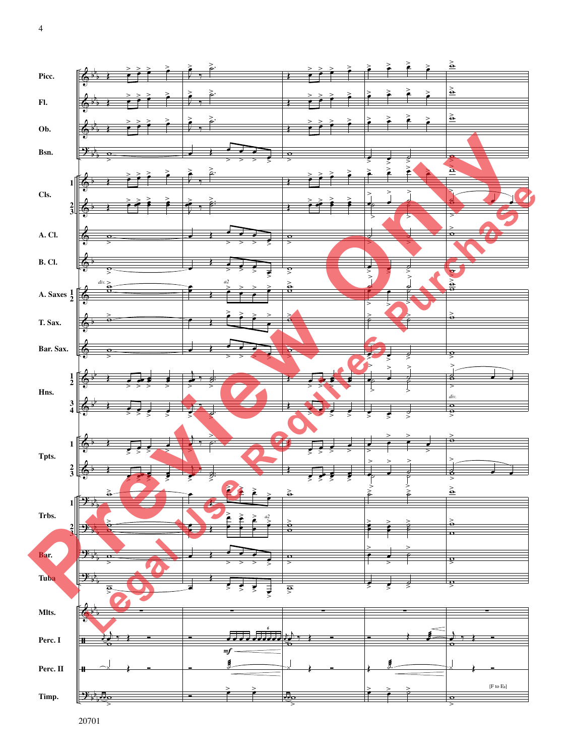Picc.

Fl.

Ob.

Bsn.

Cls. 1 2 3

A. Cl.

B. Cl.

A. Saxes 1 2 *div.* *a2*

T. Sax.

Bar. Sax.

Hns. 1 2 3 4 *div.*

Tpts. 1 2 3

Trbs. 1 2 3 *a2*

Bar.

Tuba

Mlts.

Perc. I *mf*

Perc. II

Timp. [F to E♭]

20701

Preview Only

Legal Use Requires Purchase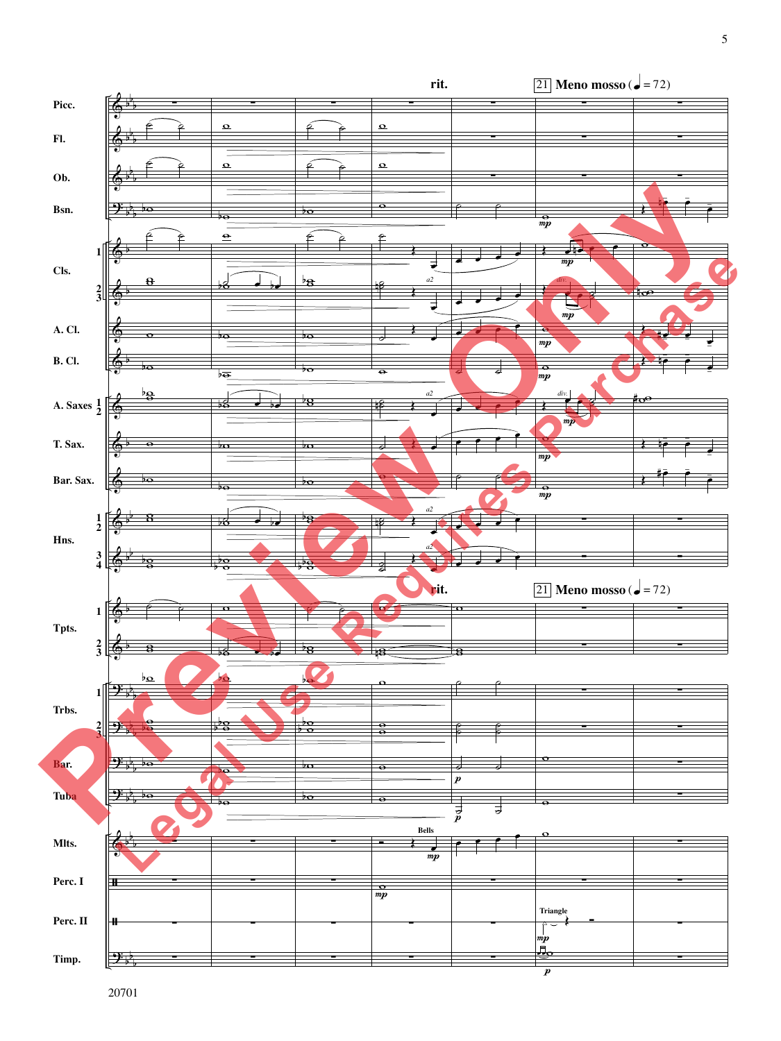rit.

21 Meno mosso (♩ = 72)

Picc.

Fl.

Ob.

Bsn.

Cls. 1, 2/3

A. Cl.

B. Cl.

A. Saxes 1/2

T. Sax.

Bar. Sax.

Hns. 1/2, 3/4

rit.

21 Meno mosso (♩ = 72)

Tpts. 1, 2/3

Trbs. 1, 2/3

Bar.

Tuba

Mlts. — Bells

Perc. I

Perc. II — Triangle

Timp.

20701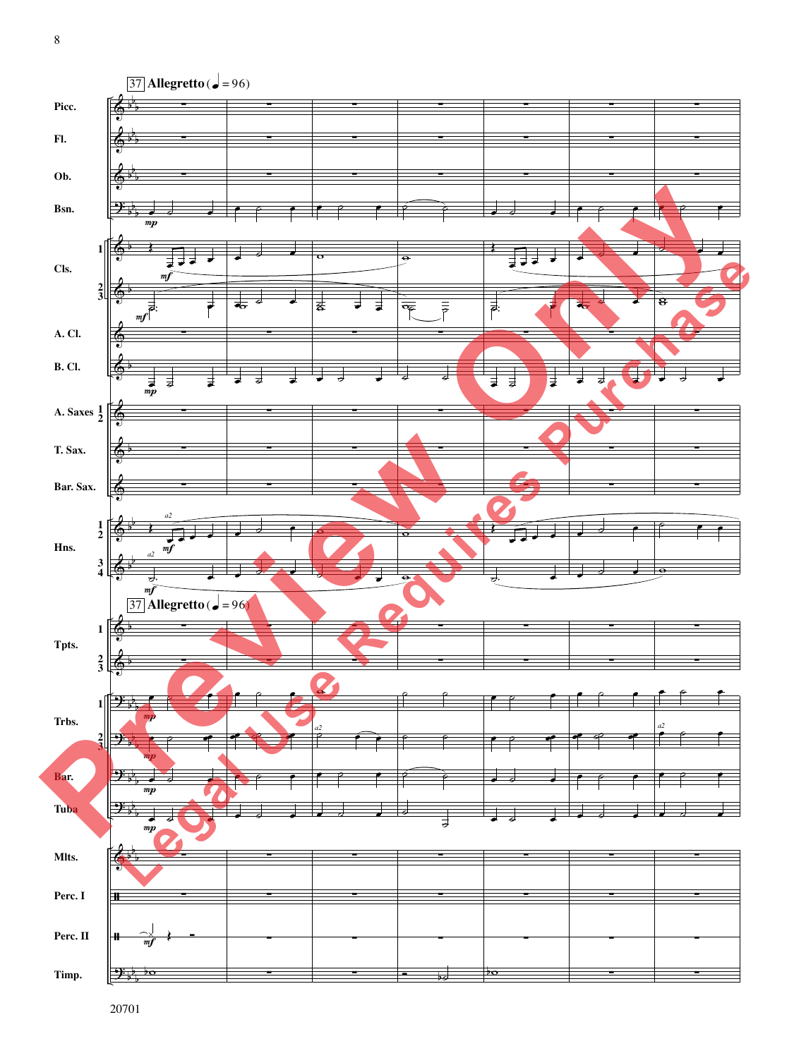**37** **Allegretto** (♩ = 96)

Picc.
Fl.
Ob.
Bsn.
Cls. 1, 2/3
A. Cl.
B. Cl.
A. Saxes 1/2
T. Sax.
Bar. Sax.
Hns. 1/2, 3/4

**37** **Allegretto** (♩ = 96)

Tpts. 1, 2/3
Trbs. 1, 2/3
Bar.
Tuba
Mlts.
Perc. I
Perc. II
Timp.

20701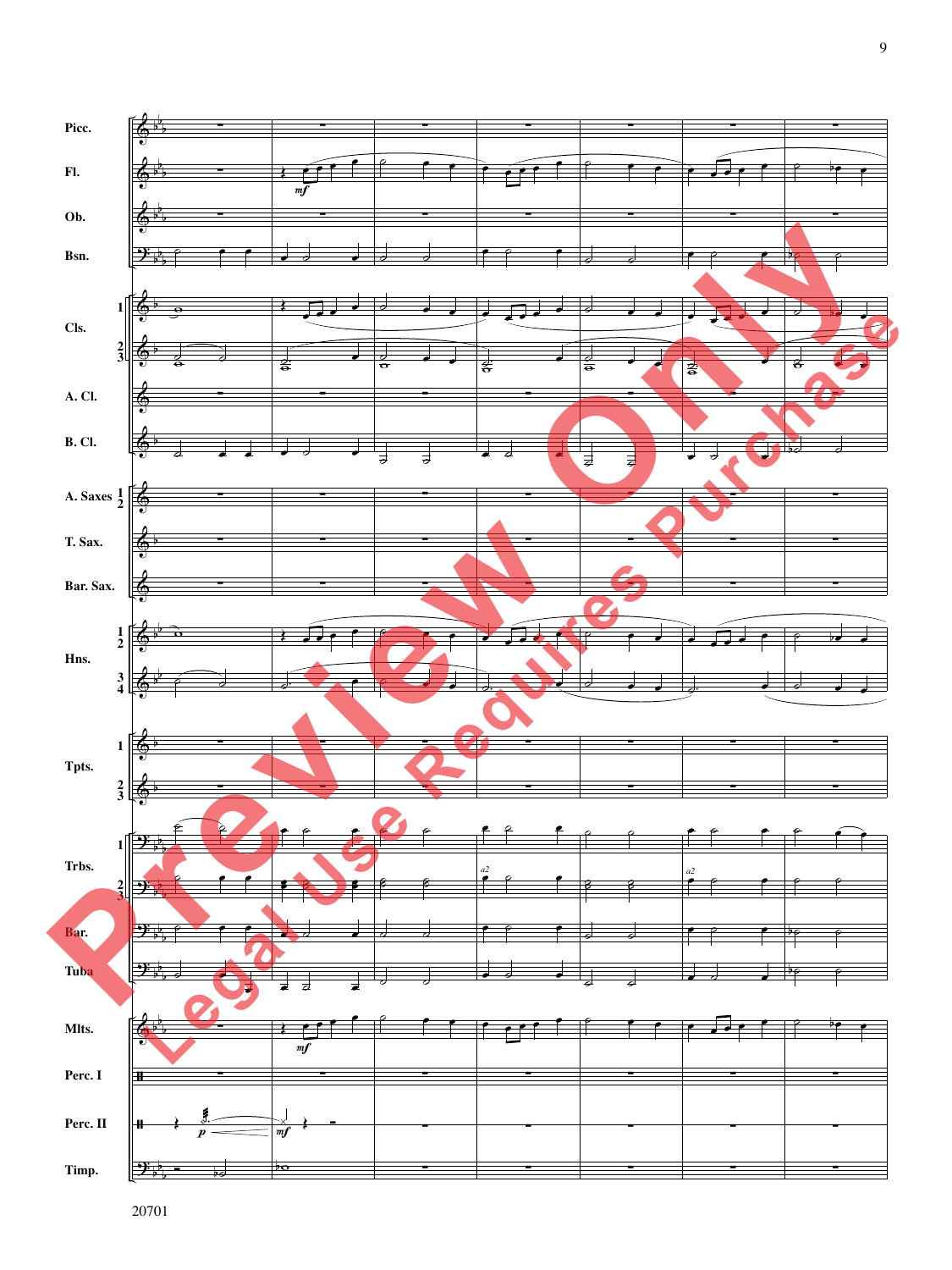Picc.

Fl.

Ob.

Bsn.

Cls. 1, 2/3

A. Cl.

B. Cl.

A. Saxes 1/2

T. Sax.

Bar. Sax.

Hns. 1/2, 3/4

Tpts. 1, 2/3

Trbs. 1, 2/3

Bar.

Tuba

Mlts.

Perc. I

Perc. II

Timp.

20701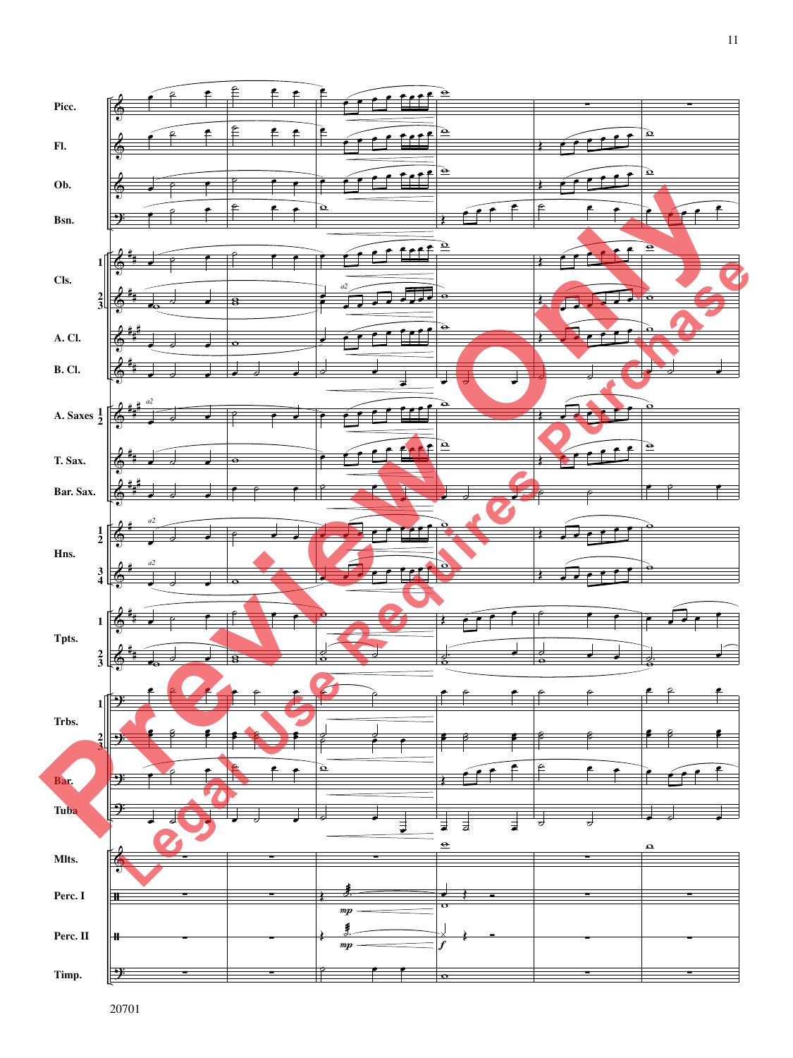Picc.

Fl.

Ob.

Bsn.

Cls. 1

Cls. 2/3

A. Cl.

B. Cl.

A. Saxes 1/2

T. Sax.

Bar. Sax.

Hns. 1/2

Hns. 3/4

Tpts. 1

Tpts. 2/3

Trbs. 1

Trbs. 2/3

Bar.

Tuba

Mlts.

Perc. I

Perc. II

Timp.

*a2*

*mp*

*f*

Preview Only

Legal Use Requires Purchase

20701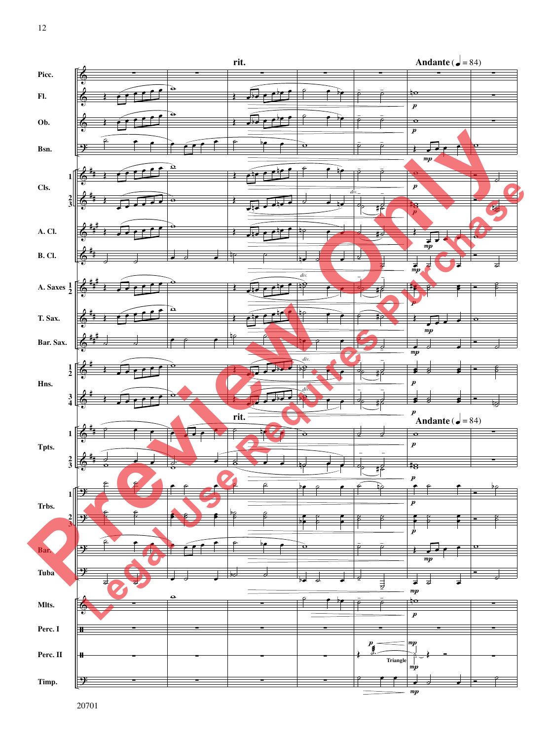**rit.** **Andante** (♩ = 84)

Picc.

Fl.

Ob.

Bsn.

Cls. 1, 2/3

A. Cl.

B. Cl.

A. Saxes 1/2

T. Sax.

Bar. Sax.

Hns. 1/2, 3/4

**rit.** **Andante** (♩ = 84)

Tpts. 1, 2/3

Trbs. 1, 2/3

Bar.

Tuba

Mlts.

Perc. I

Perc. II — Triangle

Timp.

*div.*

*p* *mp*

Preview Only

Legal Use Requires Purchase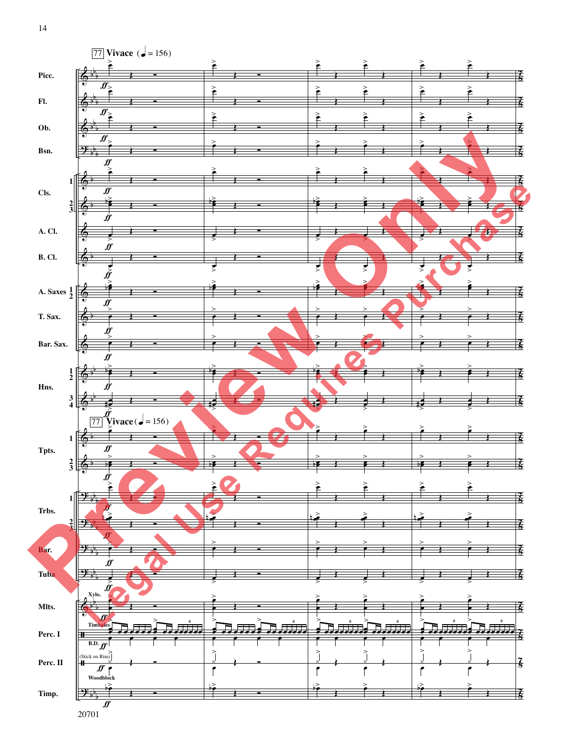77 Vivace (♩ = 156)

Picc.

Fl.

Ob.

Bsn.

Cls. 1, 2/3

A. Cl.

B. Cl.

A. Saxes 1/2

T. Sax.

Bar. Sax.

Hns. 1/2, 3/4

77 Vivace (♩ = 156)

Tpts. 1, 2/3

Trbs. 1, 2/3

Bar.

Tuba

Mlts. (Xylo.)

Perc. I (Timbales, B.D.)

Perc. II ((Stick on Rim), Woodblock)

Timp.

ff

Preview Only

Legal Use Requires Purchase

20701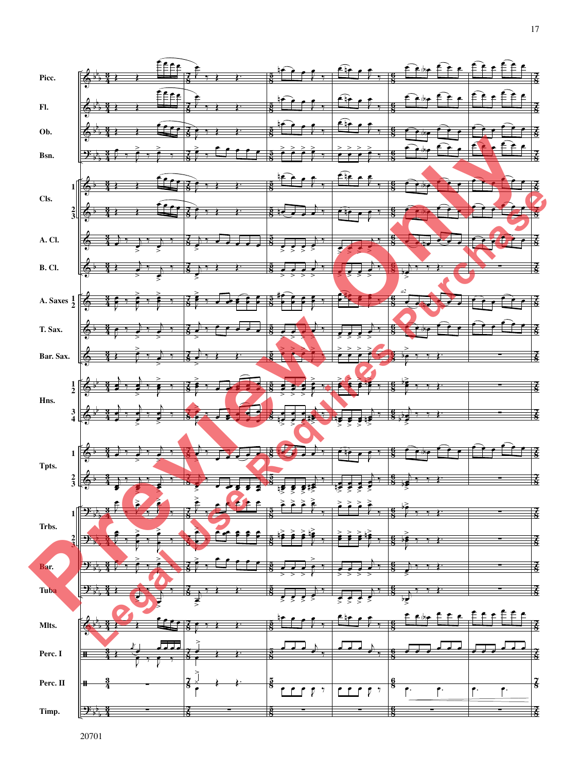Picc.

Fl.

Ob.

Bsn.

Cls. 1, 2/3

A. Cl.

B. Cl.

A. Saxes 1/2

T. Sax.

Bar. Sax.

Hns. 1/2, 3/4

Tpts. 1, 2/3

Trbs. 1, 2/3

Bar.

Tuba

Mlts.

Perc. I

Perc. II

Timp.

20701

Preview Only

Legal Use Requires Purchase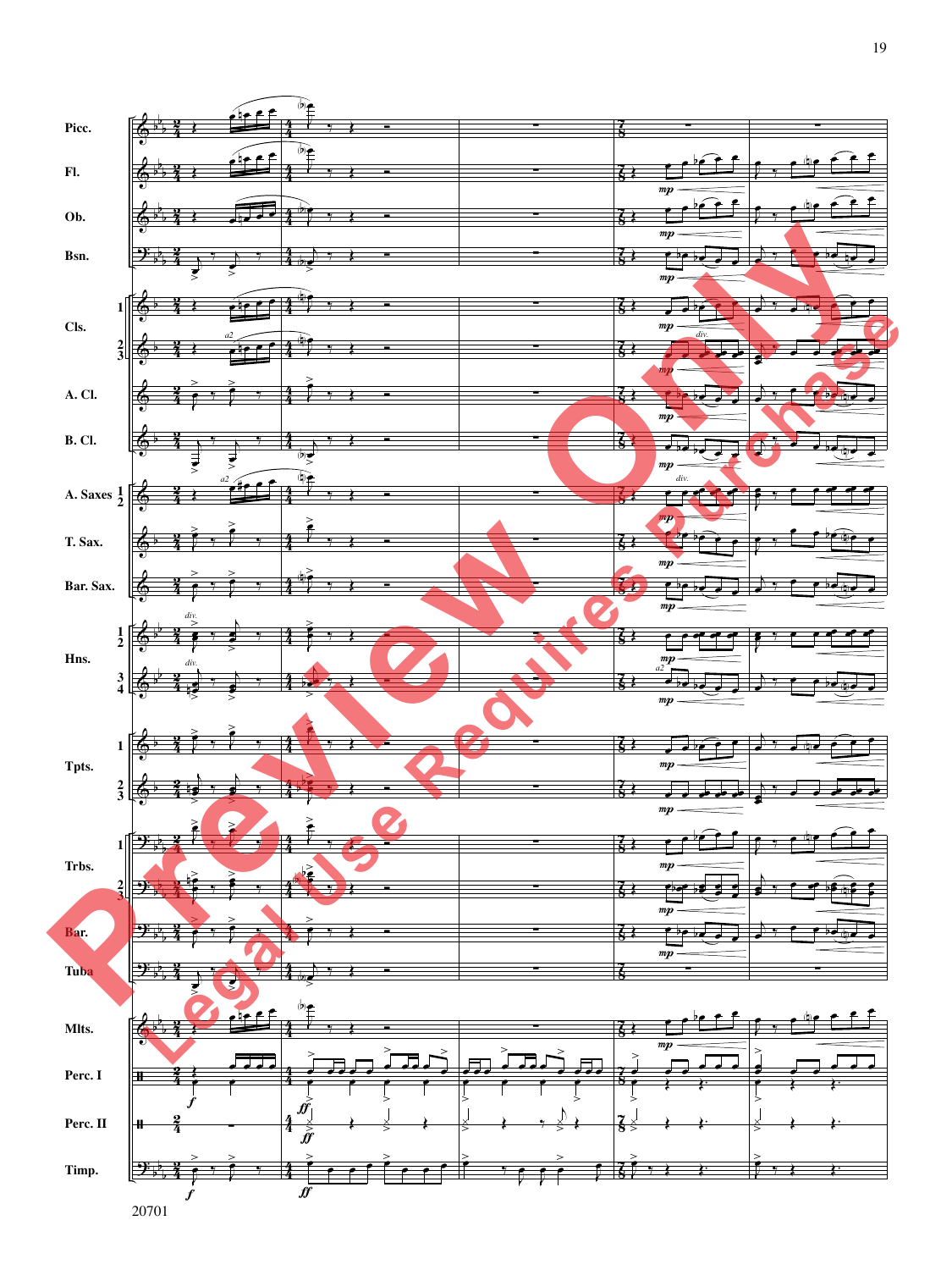Picc.

Fl.

Ob.

Bsn.

Cls. 1, 2/3

A. Cl.

B. Cl.

A. Saxes 1/2

T. Sax.

Bar. Sax.

Hns. 1/2, 3/4

Tpts. 1, 2/3

Trbs. 1, 2/3

Bar.

Tuba

Mlts.

Perc. I

Perc. II

Timp.

20701

Preview Only

Legal Use Requires Purchase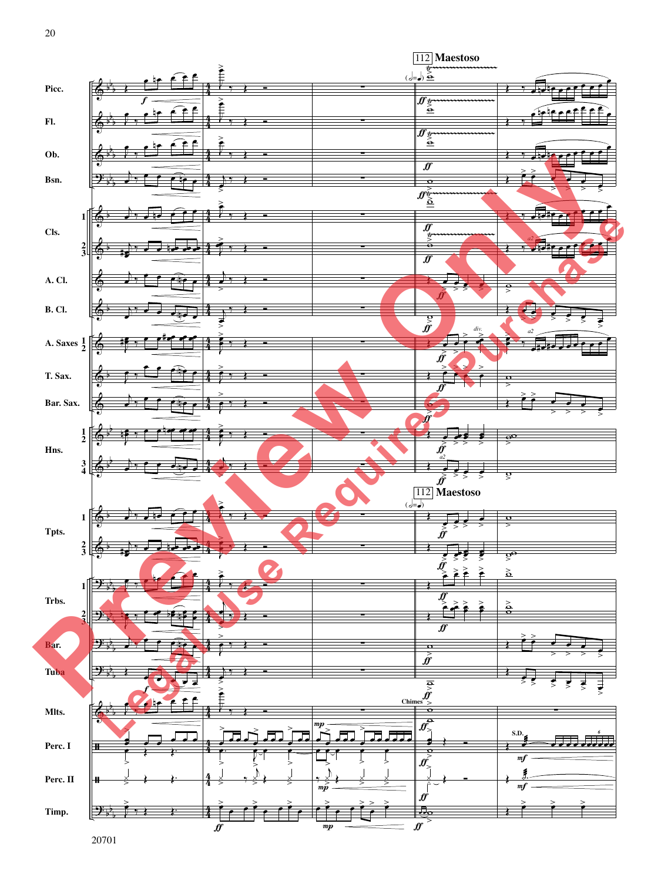**112 Maestoso**

( $\text{♩}=\text{♩}$ )

Picc.

Fl.

Ob.

Bsn.

Cls.

A. Cl.

B. Cl.

A. Saxes

T. Sax.

Bar. Sax.

Hns.

**112 Maestoso**

Tpts.

Trbs.

Bar.

Tuba

Mlts.

Chimes

Perc. I

S.D.

Perc. II

Timp.

20701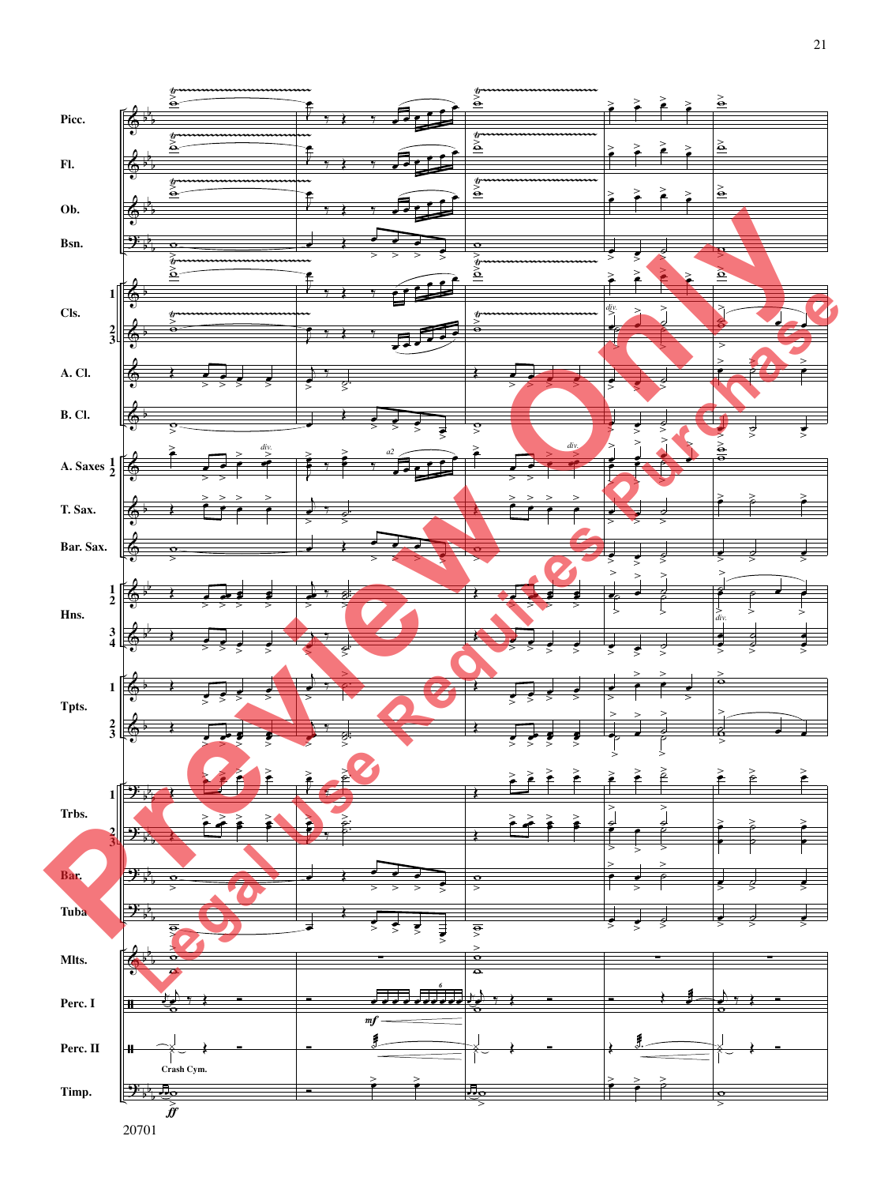Picc.

Fl.

Ob.

Bsn.

Cls. 1 2 3

*div.*

A. Cl.

B. Cl.

A. Saxes 1 2

*div.* *a2* *div.*

T. Sax.

Bar. Sax.

Hns. 1 2 3 4

*div.*

Tpts. 1 2 3

Trbs. 1 2 3

Bar.

Tuba

Mlts.

Perc. I

*mf*

Perc. II

Crash Cym.

Timp.

*ff*

20701

Preview Only

Legal Use Requires Purchase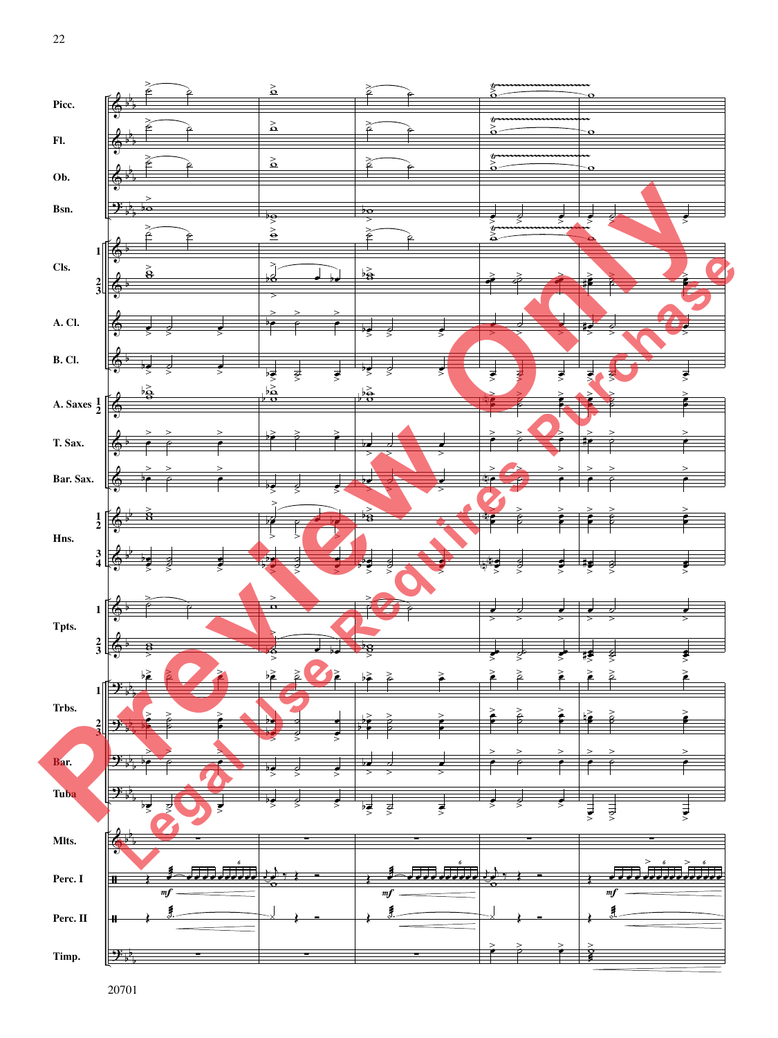Picc.

Fl.

Ob.

Bsn.

Cls. 1 2 3

A. Cl.

B. Cl.

A. Saxes 1 2

T. Sax.

Bar. Sax.

Hns. 1 2 3 4

Tpts. 1 2 3

Trbs. 1 2 3

Bar.

Tuba

Mlts.

Perc. I

Perc. II

Timp.

Preview Only

Legal Use Requires Purchase

20701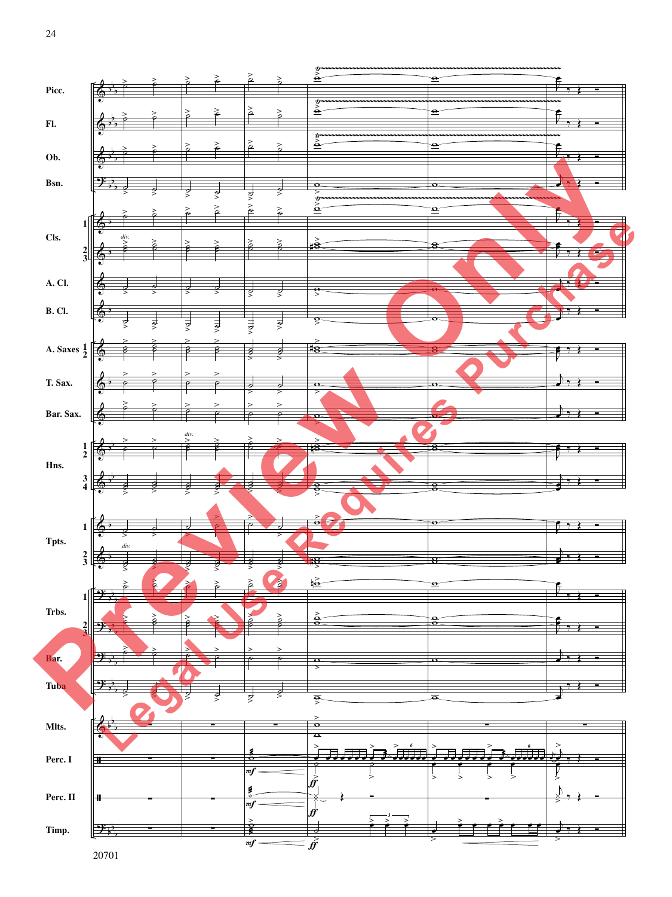Picc.

Fl.

Ob.

Bsn.

Cls. 1 2 3

*div.*

A. Cl.

B. Cl.

A. Saxes 1 2

T. Sax.

Bar. Sax.

Hns. 1 2 3 4

*div.*

Tpts. 1 2 3

*div.*

Trbs. 1 2 3

Bar.

Tuba

Mlts.

Perc. I

*mf* *ff*

Perc. II

*mf* *ff*

Timp.

*mf* *ff*

Preview Only

Legal Use Requires Purchase

20701